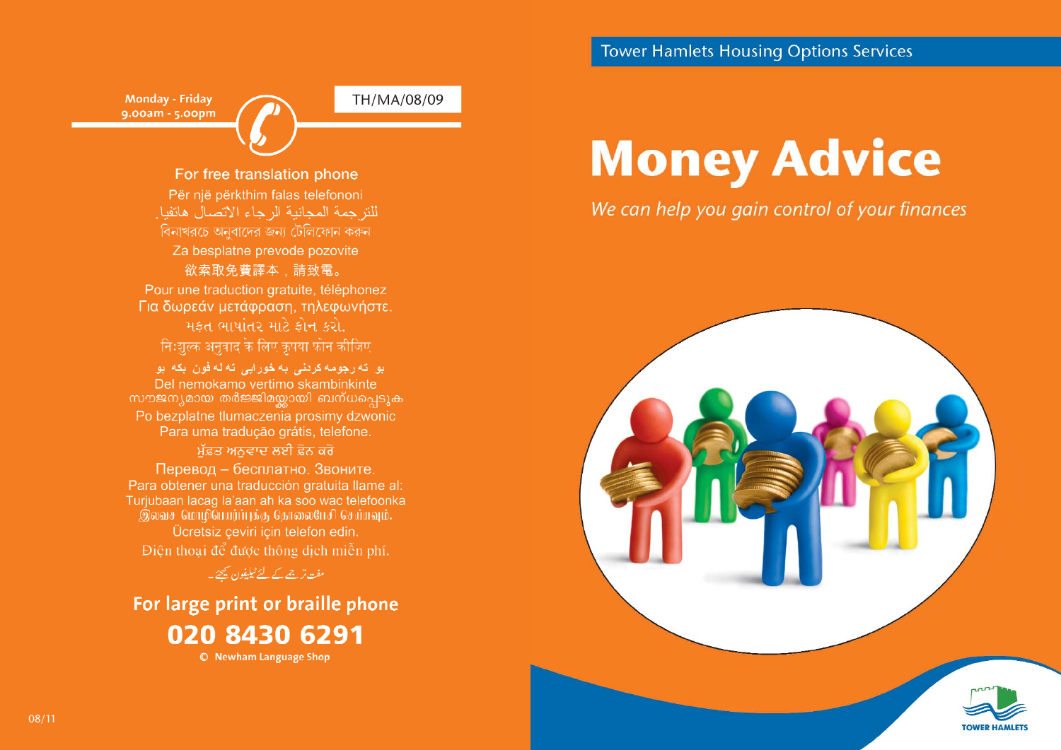Tower Hamlets Housing Options Services

# Money Advice

*We can help you gain control of your finances*

TOWER HAMLETS

Monday - Friday
9.00am - 5.00pm

TH/MA/08/09

For free translation phone

Për një përkthim falas telefononi

للترجمة المجانية الرجاء الاتصال هاتفيا.

বিনাখরচে অনুবাদের জন্য টেলিফোন করুন

Za besplatne prevode pozovite

欲索取免費譯本，請致電。

Pour une traduction gratuite, téléphonez

Για δωρεάν μετάφραση, τηλεφωνήστε.

મફત ભાષાંતર માટે ફોન કરો.

निःशुल्क अनुवाद के लिए कृपया फ़ोन कीजिए

بو ته رجومه کردنی به خورایی ته له فون بکه بو

Del nemokamo vertimo skambinkinte

സൗജന്യമായ തർജ്ജിമയ്ക്കായി ബന്ധപ്പെടുക

Po bezplatne tlumaczenia prosimy dzwonic

Para uma tradução grátis, telefone.

ਮੁੱਫ਼ਤ ਅਨੁਵਾਦ ਲਈ ਫ਼ੋਨ ਕਰੋ

Перевод – бесплатно. Звоните.

Para obtener una traducción gratuita llame al:

Turjubaan lacag la'aan ah ka soo wac telefoonka

இலவச மொழிபெயர்ப்புக்கு தொலைபேசி செய்யவும்.

Ücretsiz çeviri için telefon edin.

Điện thoại để được thông dịch miễn phí.

مفت ترجمے کے لئے ٹیلیفون کیجئے۔

**For large print or braille phone**

**020 8430 6291**

© Newham Language Shop

08/11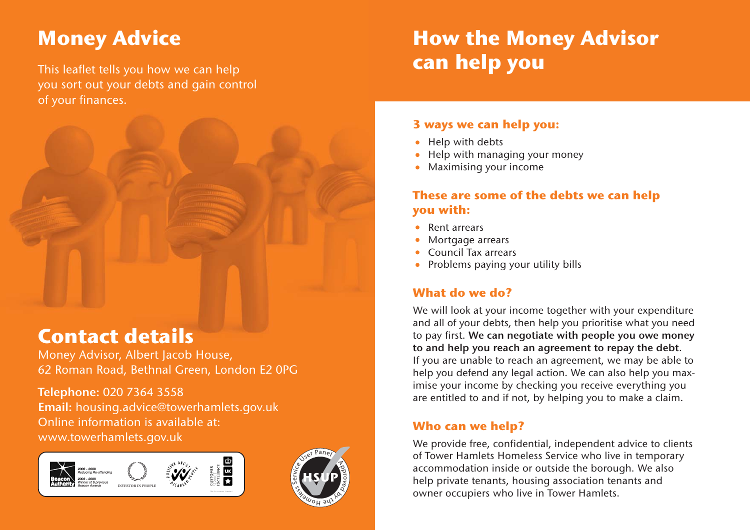# Money Advice

This leaflet tells you how we can help you sort out your debts and gain control of your finances.

## Contact details

Money Advisor, Albert Jacob House, 62 Roman Road, Bethnal Green, London E2 0PG

**Telephone:** 020 7364 3558
**Email:** housing.advice@towerhamlets.gov.uk
Online information is available at:
www.towerhamlets.gov.uk

# How the Money Advisor can help you

### 3 ways we can help you:

- Help with debts
- Help with managing your money
- Maximising your income

### These are some of the debts we can help you with:

- Rent arrears
- Mortgage arrears
- Council Tax arrears
- Problems paying your utility bills

### What do we do?

We will look at your income together with your expenditure and all of your debts, then help you prioritise what you need to pay first. **We can negotiate with people you owe money to and help you reach an agreement to repay the debt**. If you are unable to reach an agreement, we may be able to help you defend any legal action. We can also help you maximise your income by checking you receive everything you are entitled to and if not, by helping you to make a claim.

### Who can we help?

We provide free, confidential, independent advice to clients of Tower Hamlets Homeless Service who live in temporary accommodation inside or outside the borough. We also help private tenants, housing association tenants and owner occupiers who live in Tower Hamlets.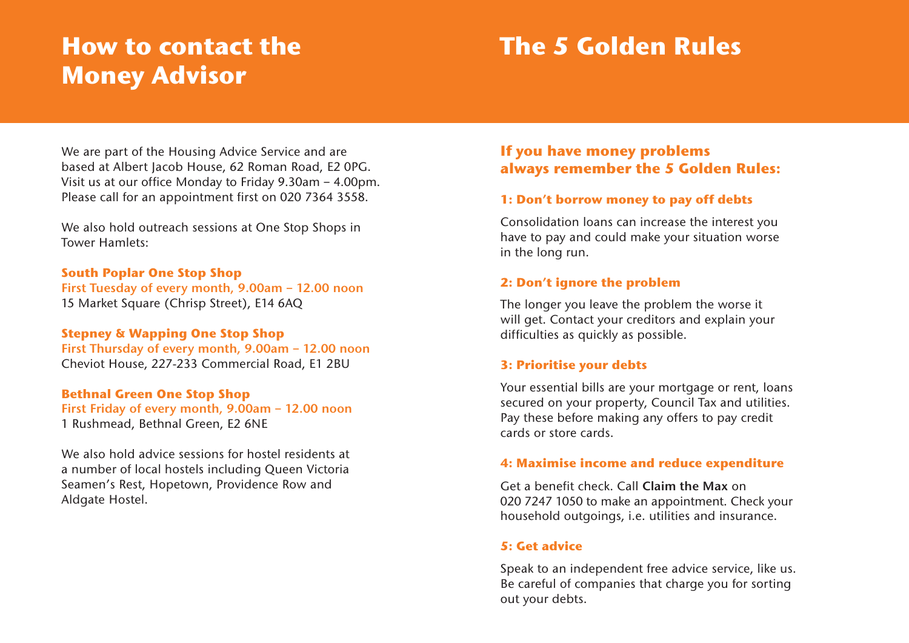# How to contact the Money Advisor

We are part of the Housing Advice Service and are based at Albert Jacob House, 62 Roman Road, E2 0PG. Visit us at our office Monday to Friday 9.30am – 4.00pm. Please call for an appointment first on 020 7364 3558.

We also hold outreach sessions at One Stop Shops in Tower Hamlets:

**South Poplar One Stop Shop**
**First Tuesday of every month, 9.00am – 12.00 noon**
15 Market Square (Chrisp Street), E14 6AQ

**Stepney & Wapping One Stop Shop**
**First Thursday of every month, 9.00am – 12.00 noon**
Cheviot House, 227-233 Commercial Road, E1 2BU

**Bethnal Green One Stop Shop**
**First Friday of every month, 9.00am – 12.00 noon**
1 Rushmead, Bethnal Green, E2 6NE

We also hold advice sessions for hostel residents at a number of local hostels including Queen Victoria Seamen's Rest, Hopetown, Providence Row and Aldgate Hostel.

# The 5 Golden Rules

## If you have money problems always remember the 5 Golden Rules:

### 1: Don't borrow money to pay off debts

Consolidation loans can increase the interest you have to pay and could make your situation worse in the long run.

### 2: Don't ignore the problem

The longer you leave the problem the worse it will get. Contact your creditors and explain your difficulties as quickly as possible.

### 3: Prioritise your debts

Your essential bills are your mortgage or rent, loans secured on your property, Council Tax and utilities. Pay these before making any offers to pay credit cards or store cards.

### 4: Maximise income and reduce expenditure

Get a benefit check. Call **Claim the Max** on 020 7247 1050 to make an appointment. Check your household outgoings, i.e. utilities and insurance.

### 5: Get advice

Speak to an independent free advice service, like us. Be careful of companies that charge you for sorting out your debts.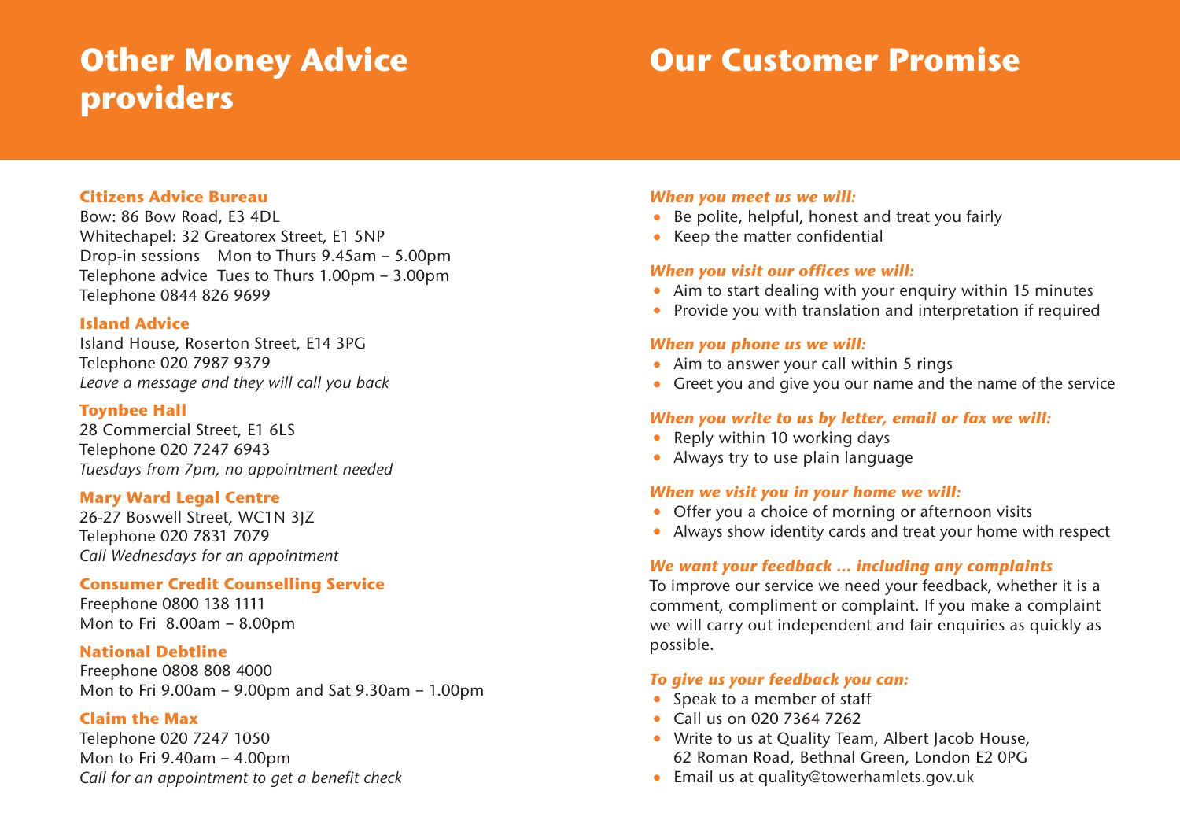## Other Money Advice providers

### Citizens Advice Bureau

Bow: 86 Bow Road, E3 4DL
Whitechapel: 32 Greatorex Street, E1 5NP
Drop-in sessions Mon to Thurs 9.45am – 5.00pm
Telephone advice Tues to Thurs 1.00pm – 3.00pm
Telephone 0844 826 9699

### Island Advice

Island House, Roserton Street, E14 3PG
Telephone 020 7987 9379
*Leave a message and they will call you back*

### Toynbee Hall

28 Commercial Street, E1 6LS
Telephone 020 7247 6943
*Tuesdays from 7pm, no appointment needed*

### Mary Ward Legal Centre

26-27 Boswell Street, WC1N 3JZ
Telephone 020 7831 7079
*Call Wednesdays for an appointment*

### Consumer Credit Counselling Service

Freephone 0800 138 1111
Mon to Fri 8.00am – 8.00pm

### National Debtline

Freephone 0808 808 4000
Mon to Fri 9.00am – 9.00pm and Sat 9.30am – 1.00pm

### Claim the Max

Telephone 020 7247 1050
Mon to Fri 9.40am – 4.00pm
*Call for an appointment to get a benefit check*

## Our Customer Promise

***When you meet us we will:***

- Be polite, helpful, honest and treat you fairly
- Keep the matter confidential

***When you visit our offices we will:***

- Aim to start dealing with your enquiry within 15 minutes
- Provide you with translation and interpretation if required

***When you phone us we will:***

- Aim to answer your call within 5 rings
- Greet you and give you our name and the name of the service

***When you write to us by letter, email or fax we will:***

- Reply within 10 working days
- Always try to use plain language

***When we visit you in your home we will:***

- Offer you a choice of morning or afternoon visits
- Always show identity cards and treat your home with respect

***We want your feedback ... including any complaints***

To improve our service we need your feedback, whether it is a comment, compliment or complaint. If you make a complaint we will carry out independent and fair enquiries as quickly as possible.

***To give us your feedback you can:***

- Speak to a member of staff
- Call us on 020 7364 7262
- Write to us at Quality Team, Albert Jacob House, 62 Roman Road, Bethnal Green, London E2 0PG
- Email us at quality@towerhamlets.gov.uk